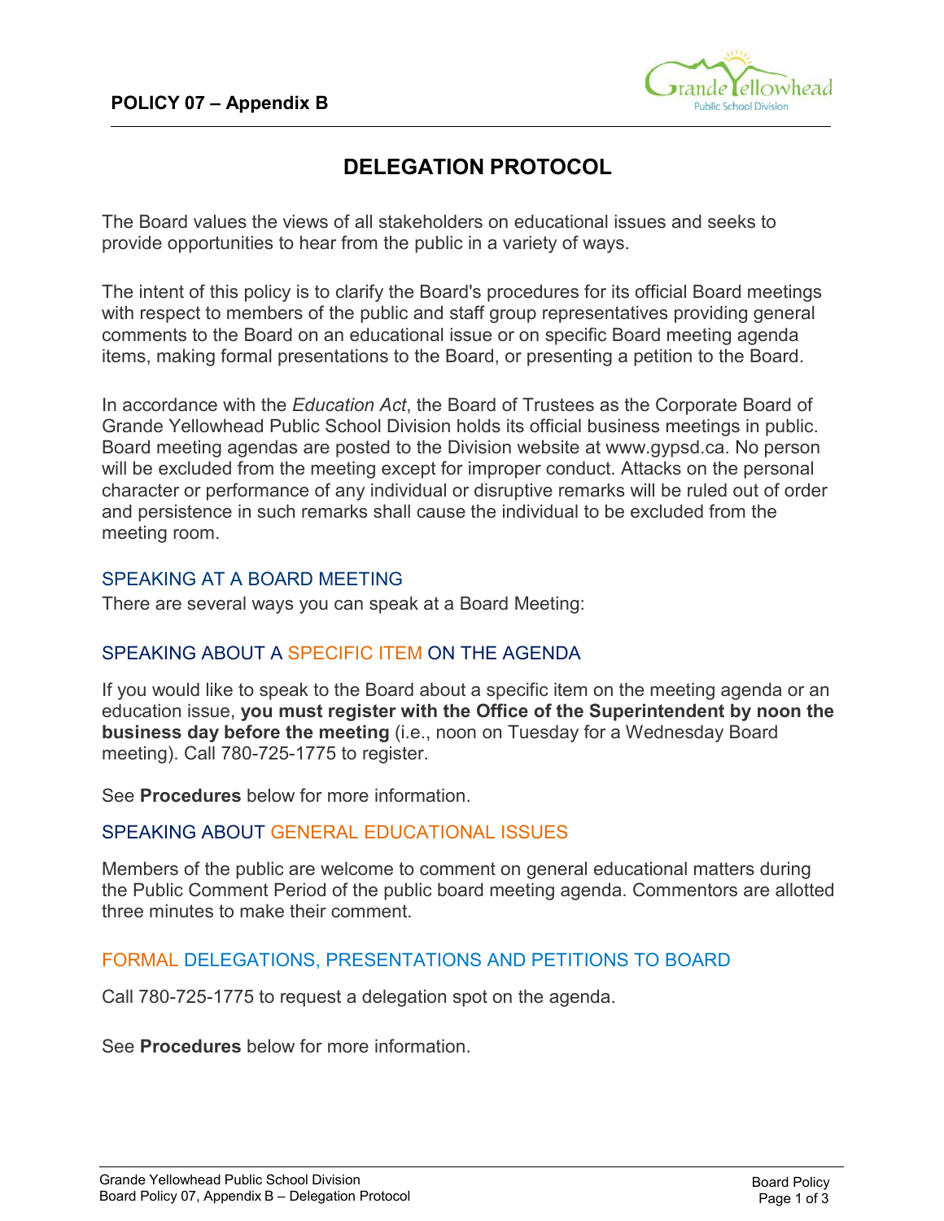**POLICY 07 – Appendix B**

# DELEGATION PROTOCOL

The Board values the views of all stakeholders on educational issues and seeks to provide opportunities to hear from the public in a variety of ways.

The intent of this policy is to clarify the Board's procedures for its official Board meetings with respect to members of the public and staff group representatives providing general comments to the Board on an educational issue or on specific Board meeting agenda items, making formal presentations to the Board, or presenting a petition to the Board.

In accordance with the *Education Act*, the Board of Trustees as the Corporate Board of Grande Yellowhead Public School Division holds its official business meetings in public. Board meeting agendas are posted to the Division website at www.gypsd.ca. No person will be excluded from the meeting except for improper conduct. Attacks on the personal character or performance of any individual or disruptive remarks will be ruled out of order and persistence in such remarks shall cause the individual to be excluded from the meeting room.

## SPEAKING AT A BOARD MEETING

There are several ways you can speak at a Board Meeting:

### SPEAKING ABOUT A SPECIFIC ITEM ON THE AGENDA

If you would like to speak to the Board about a specific item on the meeting agenda or an education issue, **you must register with the Office of the Superintendent by noon the business day before the meeting** (i.e., noon on Tuesday for a Wednesday Board meeting). Call 780-725-1775 to register.

See **Procedures** below for more information.

### SPEAKING ABOUT GENERAL EDUCATIONAL ISSUES

Members of the public are welcome to comment on general educational matters during the Public Comment Period of the public board meeting agenda. Commentors are allotted three minutes to make their comment.

### FORMAL DELEGATIONS, PRESENTATIONS AND PETITIONS TO BOARD

Call 780-725-1775 to request a delegation spot on the agenda.

See **Procedures** below for more information.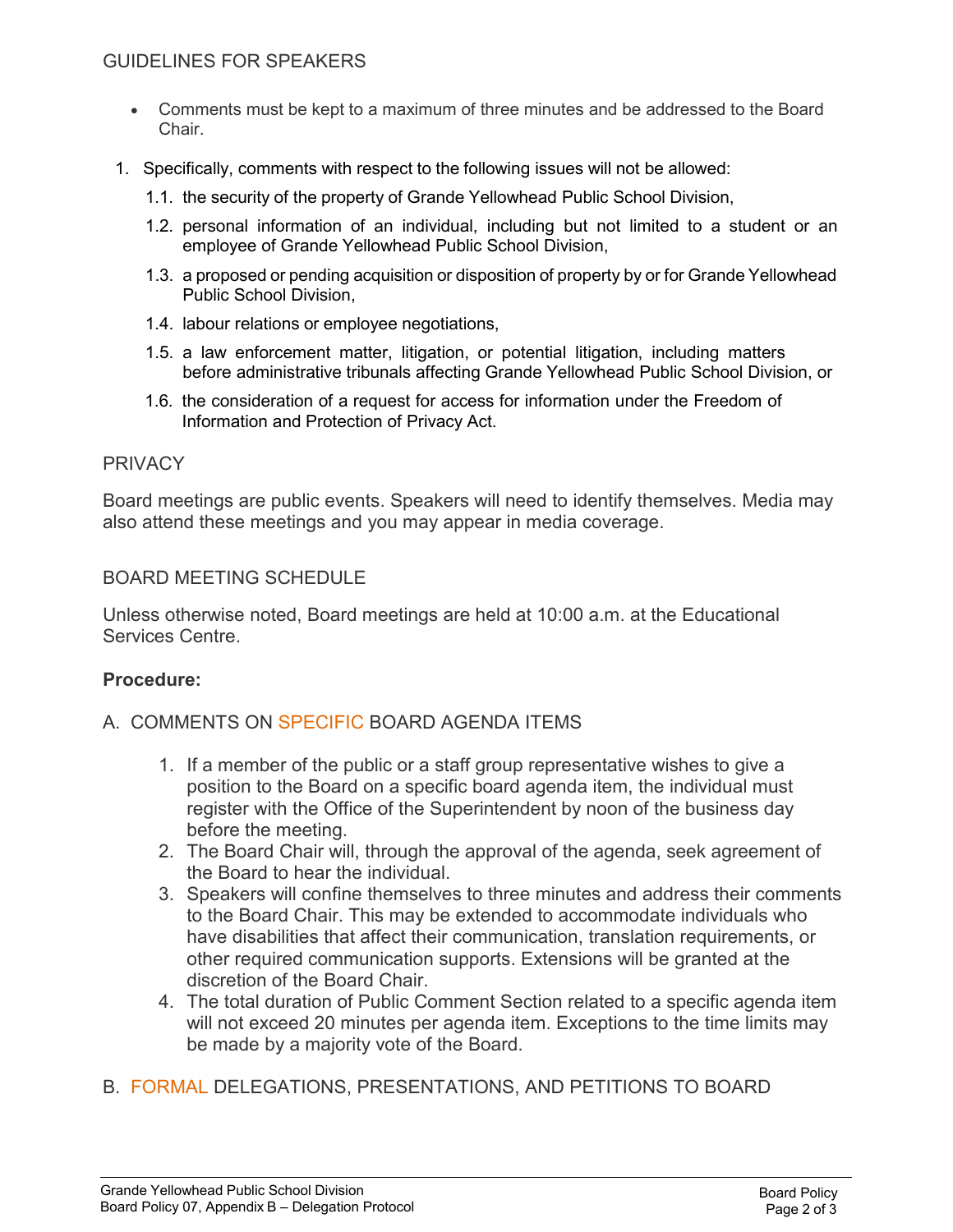## GUIDELINES FOR SPEAKERS

- Comments must be kept to a maximum of three minutes and be addressed to the Board Chair.

1. Specifically, comments with respect to the following issues will not be allowed:
   1.1. the security of the property of Grande Yellowhead Public School Division,
   1.2. personal information of an individual, including but not limited to a student or an employee of Grande Yellowhead Public School Division,
   1.3. a proposed or pending acquisition or disposition of property by or for Grande Yellowhead Public School Division,
   1.4. labour relations or employee negotiations,
   1.5. a law enforcement matter, litigation, or potential litigation, including matters before administrative tribunals affecting Grande Yellowhead Public School Division, or
   1.6. the consideration of a request for access for information under the Freedom of Information and Protection of Privacy Act.

## PRIVACY

Board meetings are public events. Speakers will need to identify themselves. Media may also attend these meetings and you may appear in media coverage.

## BOARD MEETING SCHEDULE

Unless otherwise noted, Board meetings are held at 10:00 a.m. at the Educational Services Centre.

**Procedure:**

## A. COMMENTS ON SPECIFIC BOARD AGENDA ITEMS

1. If a member of the public or a staff group representative wishes to give a position to the Board on a specific board agenda item, the individual must register with the Office of the Superintendent by noon of the business day before the meeting.
2. The Board Chair will, through the approval of the agenda, seek agreement of the Board to hear the individual.
3. Speakers will confine themselves to three minutes and address their comments to the Board Chair. This may be extended to accommodate individuals who have disabilities that affect their communication, translation requirements, or other required communication supports. Extensions will be granted at the discretion of the Board Chair.
4. The total duration of Public Comment Section related to a specific agenda item will not exceed 20 minutes per agenda item. Exceptions to the time limits may be made by a majority vote of the Board.

## B. FORMAL DELEGATIONS, PRESENTATIONS, AND PETITIONS TO BOARD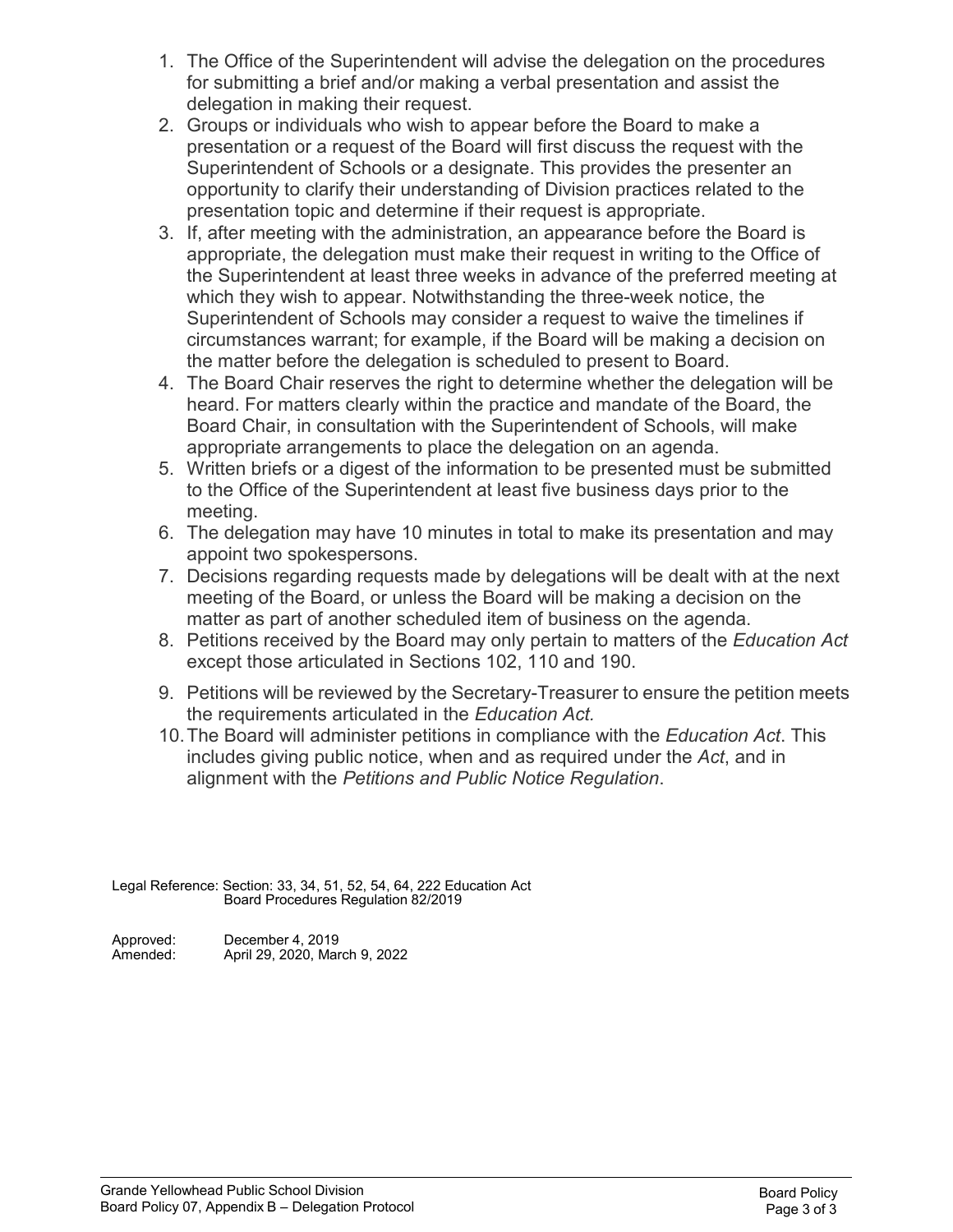1. The Office of the Superintendent will advise the delegation on the procedures for submitting a brief and/or making a verbal presentation and assist the delegation in making their request.
2. Groups or individuals who wish to appear before the Board to make a presentation or a request of the Board will first discuss the request with the Superintendent of Schools or a designate. This provides the presenter an opportunity to clarify their understanding of Division practices related to the presentation topic and determine if their request is appropriate.
3. If, after meeting with the administration, an appearance before the Board is appropriate, the delegation must make their request in writing to the Office of the Superintendent at least three weeks in advance of the preferred meeting at which they wish to appear. Notwithstanding the three-week notice, the Superintendent of Schools may consider a request to waive the timelines if circumstances warrant; for example, if the Board will be making a decision on the matter before the delegation is scheduled to present to Board.
4. The Board Chair reserves the right to determine whether the delegation will be heard. For matters clearly within the practice and mandate of the Board, the Board Chair, in consultation with the Superintendent of Schools, will make appropriate arrangements to place the delegation on an agenda.
5. Written briefs or a digest of the information to be presented must be submitted to the Office of the Superintendent at least five business days prior to the meeting.
6. The delegation may have 10 minutes in total to make its presentation and may appoint two spokespersons.
7. Decisions regarding requests made by delegations will be dealt with at the next meeting of the Board, or unless the Board will be making a decision on the matter as part of another scheduled item of business on the agenda.
8. Petitions received by the Board may only pertain to matters of the *Education Act* except those articulated in Sections 102, 110 and 190.
9. Petitions will be reviewed by the Secretary-Treasurer to ensure the petition meets the requirements articulated in the *Education Act.*
10. The Board will administer petitions in compliance with the *Education Act*. This includes giving public notice, when and as required under the *Act*, and in alignment with the *Petitions and Public Notice Regulation*.

Legal Reference: Section: 33, 34, 51, 52, 54, 64, 222 Education Act
Board Procedures Regulation 82/2019

Approved: December 4, 2019
Amended: April 29, 2020, March 9, 2022